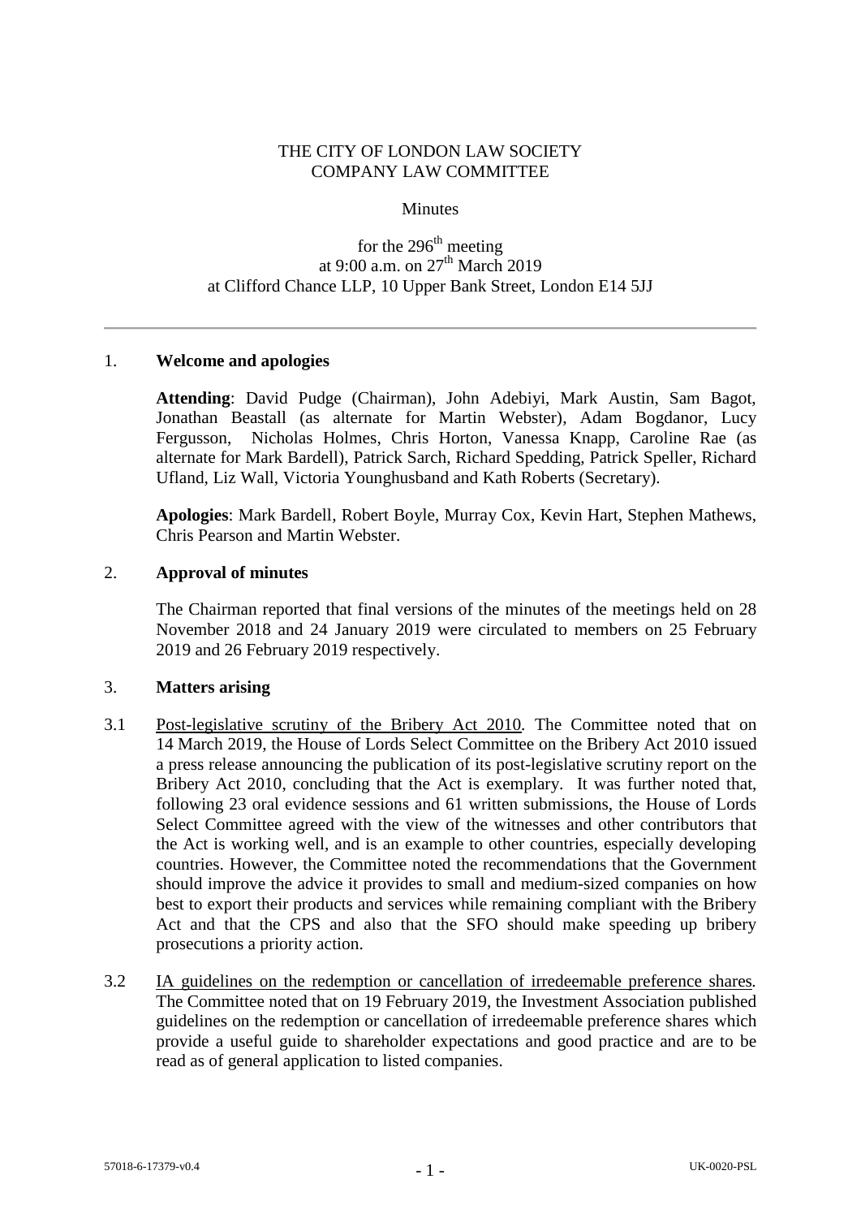THE CITY OF LONDON LAW SOCIETY
COMPANY LAW COMMITTEE

Minutes

for the 296th meeting
at 9:00 a.m. on 27th March 2019
at Clifford Chance LLP, 10 Upper Bank Street, London E14 5JJ

---

1. **Welcome and apologies**

**Attending**: David Pudge (Chairman), John Adebiyi, Mark Austin, Sam Bagot, Jonathan Beastall (as alternate for Martin Webster), Adam Bogdanor, Lucy Fergusson, Nicholas Holmes, Chris Horton, Vanessa Knapp, Caroline Rae (as alternate for Mark Bardell), Patrick Sarch, Richard Spedding, Patrick Speller, Richard Ufland, Liz Wall, Victoria Younghusband and Kath Roberts (Secretary).

**Apologies**: Mark Bardell, Robert Boyle, Murray Cox, Kevin Hart, Stephen Mathews, Chris Pearson and Martin Webster.

2. **Approval of minutes**

The Chairman reported that final versions of the minutes of the meetings held on 28 November 2018 and 24 January 2019 were circulated to members on 25 February 2019 and 26 February 2019 respectively.

3. **Matters arising**

3.1 Post-legislative scrutiny of the Bribery Act 2010. The Committee noted that on 14 March 2019, the House of Lords Select Committee on the Bribery Act 2010 issued a press release announcing the publication of its post-legislative scrutiny report on the Bribery Act 2010, concluding that the Act is exemplary. It was further noted that, following 23 oral evidence sessions and 61 written submissions, the House of Lords Select Committee agreed with the view of the witnesses and other contributors that the Act is working well, and is an example to other countries, especially developing countries. However, the Committee noted the recommendations that the Government should improve the advice it provides to small and medium-sized companies on how best to export their products and services while remaining compliant with the Bribery Act and that the CPS and also that the SFO should make speeding up bribery prosecutions a priority action.

3.2 IA guidelines on the redemption or cancellation of irredeemable preference shares. The Committee noted that on 19 February 2019, the Investment Association published guidelines on the redemption or cancellation of irredeemable preference shares which provide a useful guide to shareholder expectations and good practice and are to be read as of general application to listed companies.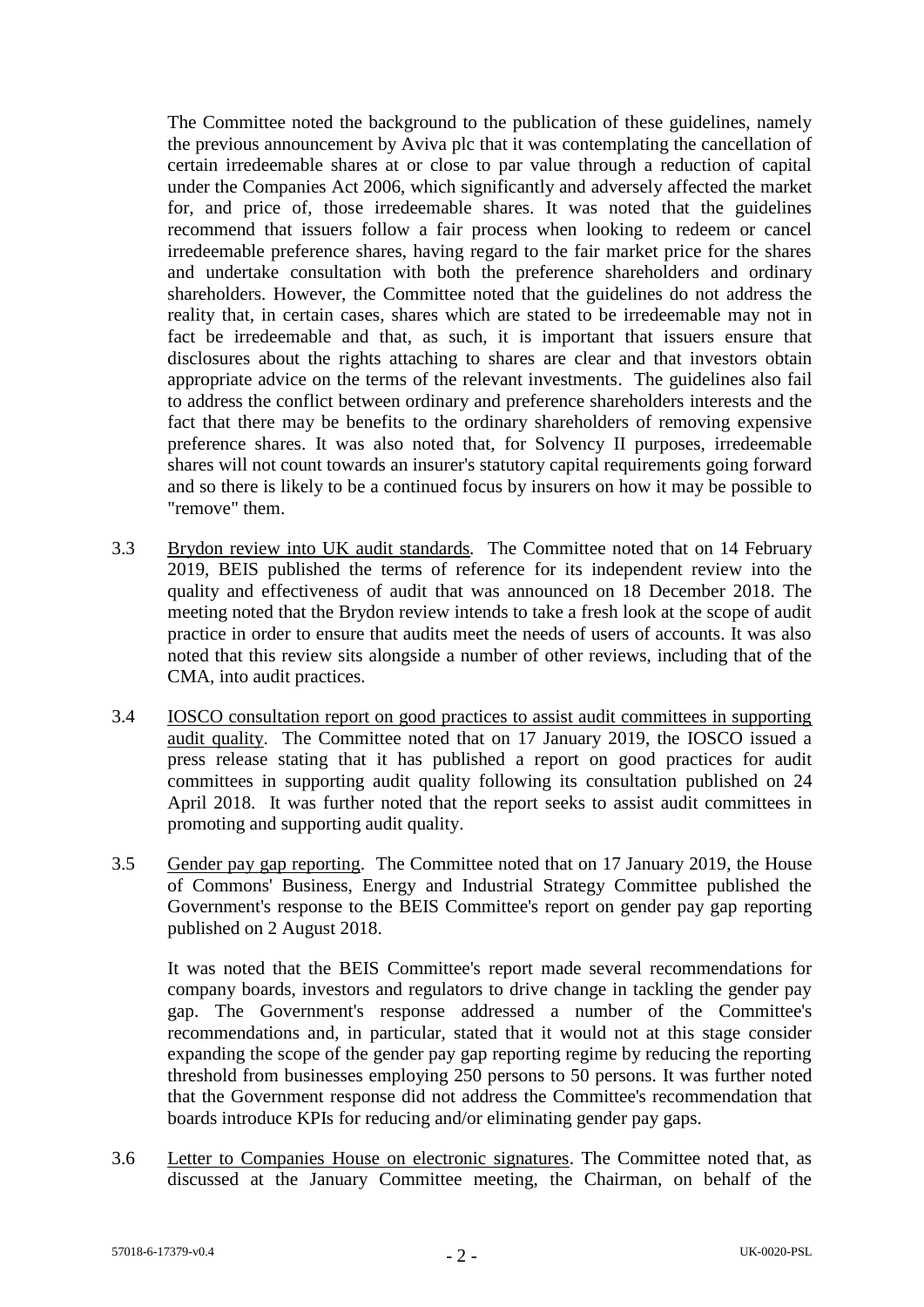The Committee noted the background to the publication of these guidelines, namely the previous announcement by Aviva plc that it was contemplating the cancellation of certain irredeemable shares at or close to par value through a reduction of capital under the Companies Act 2006, which significantly and adversely affected the market for, and price of, those irredeemable shares. It was noted that the guidelines recommend that issuers follow a fair process when looking to redeem or cancel irredeemable preference shares, having regard to the fair market price for the shares and undertake consultation with both the preference shareholders and ordinary shareholders. However, the Committee noted that the guidelines do not address the reality that, in certain cases, shares which are stated to be irredeemable may not in fact be irredeemable and that, as such, it is important that issuers ensure that disclosures about the rights attaching to shares are clear and that investors obtain appropriate advice on the terms of the relevant investments. The guidelines also fail to address the conflict between ordinary and preference shareholders interests and the fact that there may be benefits to the ordinary shareholders of removing expensive preference shares. It was also noted that, for Solvency II purposes, irredeemable shares will not count towards an insurer's statutory capital requirements going forward and so there is likely to be a continued focus by insurers on how it may be possible to "remove" them.

3.3 Brydon review into UK audit standards. The Committee noted that on 14 February 2019, BEIS published the terms of reference for its independent review into the quality and effectiveness of audit that was announced on 18 December 2018. The meeting noted that the Brydon review intends to take a fresh look at the scope of audit practice in order to ensure that audits meet the needs of users of accounts. It was also noted that this review sits alongside a number of other reviews, including that of the CMA, into audit practices.

3.4 IOSCO consultation report on good practices to assist audit committees in supporting audit quality. The Committee noted that on 17 January 2019, the IOSCO issued a press release stating that it has published a report on good practices for audit committees in supporting audit quality following its consultation published on 24 April 2018. It was further noted that the report seeks to assist audit committees in promoting and supporting audit quality.

3.5 Gender pay gap reporting. The Committee noted that on 17 January 2019, the House of Commons' Business, Energy and Industrial Strategy Committee published the Government's response to the BEIS Committee's report on gender pay gap reporting published on 2 August 2018.

It was noted that the BEIS Committee's report made several recommendations for company boards, investors and regulators to drive change in tackling the gender pay gap. The Government's response addressed a number of the Committee's recommendations and, in particular, stated that it would not at this stage consider expanding the scope of the gender pay gap reporting regime by reducing the reporting threshold from businesses employing 250 persons to 50 persons. It was further noted that the Government response did not address the Committee's recommendation that boards introduce KPIs for reducing and/or eliminating gender pay gaps.

3.6 Letter to Companies House on electronic signatures. The Committee noted that, as discussed at the January Committee meeting, the Chairman, on behalf of the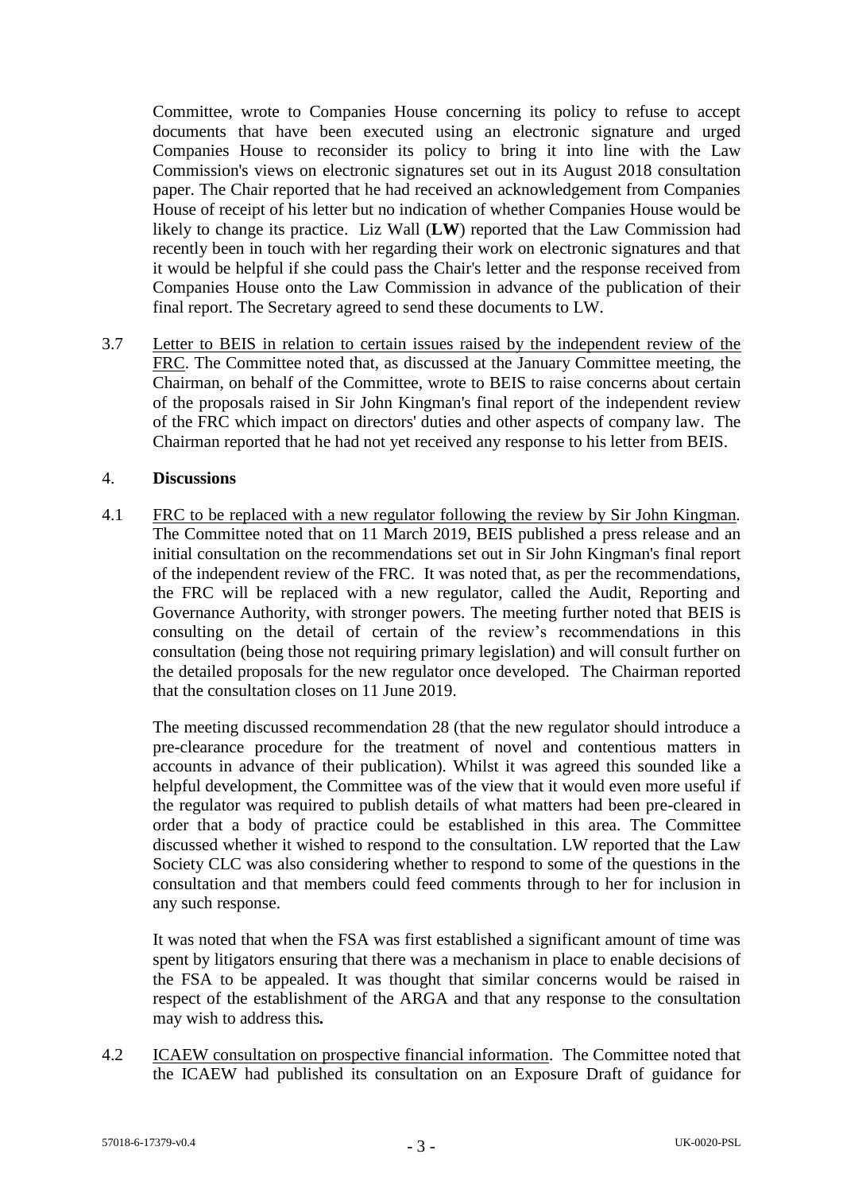Committee, wrote to Companies House concerning its policy to refuse to accept documents that have been executed using an electronic signature and urged Companies House to reconsider its policy to bring it into line with the Law Commission's views on electronic signatures set out in its August 2018 consultation paper. The Chair reported that he had received an acknowledgement from Companies House of receipt of his letter but no indication of whether Companies House would be likely to change its practice. Liz Wall (**LW**) reported that the Law Commission had recently been in touch with her regarding their work on electronic signatures and that it would be helpful if she could pass the Chair's letter and the response received from Companies House onto the Law Commission in advance of the publication of their final report. The Secretary agreed to send these documents to LW.

3.7 Letter to BEIS in relation to certain issues raised by the independent review of the FRC. The Committee noted that, as discussed at the January Committee meeting, the Chairman, on behalf of the Committee, wrote to BEIS to raise concerns about certain of the proposals raised in Sir John Kingman's final report of the independent review of the FRC which impact on directors' duties and other aspects of company law. The Chairman reported that he had not yet received any response to his letter from BEIS.

4. **Discussions**

4.1 FRC to be replaced with a new regulator following the review by Sir John Kingman. The Committee noted that on 11 March 2019, BEIS published a press release and an initial consultation on the recommendations set out in Sir John Kingman's final report of the independent review of the FRC. It was noted that, as per the recommendations, the FRC will be replaced with a new regulator, called the Audit, Reporting and Governance Authority, with stronger powers. The meeting further noted that BEIS is consulting on the detail of certain of the review's recommendations in this consultation (being those not requiring primary legislation) and will consult further on the detailed proposals for the new regulator once developed. The Chairman reported that the consultation closes on 11 June 2019.

The meeting discussed recommendation 28 (that the new regulator should introduce a pre-clearance procedure for the treatment of novel and contentious matters in accounts in advance of their publication). Whilst it was agreed this sounded like a helpful development, the Committee was of the view that it would even more useful if the regulator was required to publish details of what matters had been pre-cleared in order that a body of practice could be established in this area. The Committee discussed whether it wished to respond to the consultation. LW reported that the Law Society CLC was also considering whether to respond to some of the questions in the consultation and that members could feed comments through to her for inclusion in any such response.

It was noted that when the FSA was first established a significant amount of time was spent by litigators ensuring that there was a mechanism in place to enable decisions of the FSA to be appealed. It was thought that similar concerns would be raised in respect of the establishment of the ARGA and that any response to the consultation may wish to address this.

4.2 ICAEW consultation on prospective financial information. The Committee noted that the ICAEW had published its consultation on an Exposure Draft of guidance for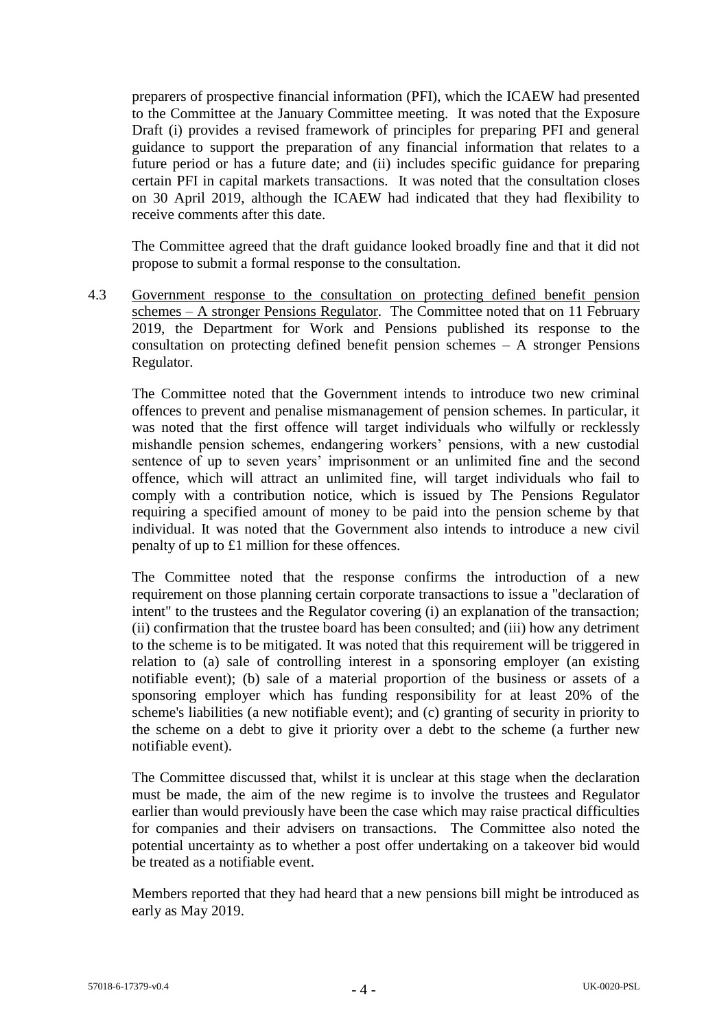preparers of prospective financial information (PFI), which the ICAEW had presented to the Committee at the January Committee meeting. It was noted that the Exposure Draft (i) provides a revised framework of principles for preparing PFI and general guidance to support the preparation of any financial information that relates to a future period or has a future date; and (ii) includes specific guidance for preparing certain PFI in capital markets transactions. It was noted that the consultation closes on 30 April 2019, although the ICAEW had indicated that they had flexibility to receive comments after this date.

The Committee agreed that the draft guidance looked broadly fine and that it did not propose to submit a formal response to the consultation.

4.3 Government response to the consultation on protecting defined benefit pension schemes – A stronger Pensions Regulator. The Committee noted that on 11 February 2019, the Department for Work and Pensions published its response to the consultation on protecting defined benefit pension schemes – A stronger Pensions Regulator.

The Committee noted that the Government intends to introduce two new criminal offences to prevent and penalise mismanagement of pension schemes. In particular, it was noted that the first offence will target individuals who wilfully or recklessly mishandle pension schemes, endangering workers' pensions, with a new custodial sentence of up to seven years' imprisonment or an unlimited fine and the second offence, which will attract an unlimited fine, will target individuals who fail to comply with a contribution notice, which is issued by The Pensions Regulator requiring a specified amount of money to be paid into the pension scheme by that individual. It was noted that the Government also intends to introduce a new civil penalty of up to £1 million for these offences.

The Committee noted that the response confirms the introduction of a new requirement on those planning certain corporate transactions to issue a "declaration of intent" to the trustees and the Regulator covering (i) an explanation of the transaction; (ii) confirmation that the trustee board has been consulted; and (iii) how any detriment to the scheme is to be mitigated. It was noted that this requirement will be triggered in relation to (a) sale of controlling interest in a sponsoring employer (an existing notifiable event); (b) sale of a material proportion of the business or assets of a sponsoring employer which has funding responsibility for at least 20% of the scheme's liabilities (a new notifiable event); and (c) granting of security in priority to the scheme on a debt to give it priority over a debt to the scheme (a further new notifiable event).

The Committee discussed that, whilst it is unclear at this stage when the declaration must be made, the aim of the new regime is to involve the trustees and Regulator earlier than would previously have been the case which may raise practical difficulties for companies and their advisers on transactions. The Committee also noted the potential uncertainty as to whether a post offer undertaking on a takeover bid would be treated as a notifiable event.

Members reported that they had heard that a new pensions bill might be introduced as early as May 2019.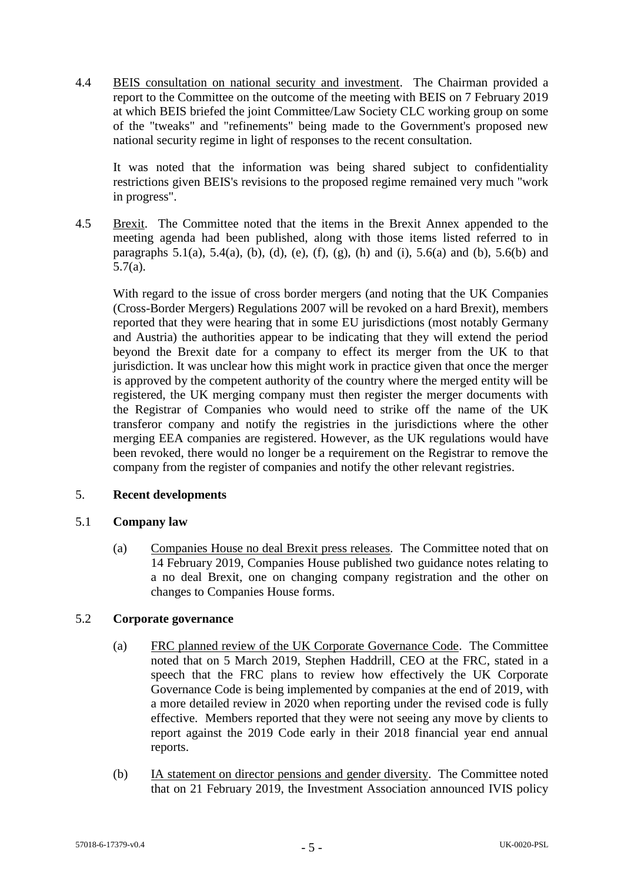4.4 BEIS consultation on national security and investment. The Chairman provided a report to the Committee on the outcome of the meeting with BEIS on 7 February 2019 at which BEIS briefed the joint Committee/Law Society CLC working group on some of the "tweaks" and "refinements" being made to the Government's proposed new national security regime in light of responses to the recent consultation.

It was noted that the information was being shared subject to confidentiality restrictions given BEIS's revisions to the proposed regime remained very much "work in progress".

4.5 Brexit. The Committee noted that the items in the Brexit Annex appended to the meeting agenda had been published, along with those items listed referred to in paragraphs 5.1(a), 5.4(a), (b), (d), (e), (f), (g), (h) and (i), 5.6(a) and (b), 5.6(b) and 5.7(a).

With regard to the issue of cross border mergers (and noting that the UK Companies (Cross-Border Mergers) Regulations 2007 will be revoked on a hard Brexit), members reported that they were hearing that in some EU jurisdictions (most notably Germany and Austria) the authorities appear to be indicating that they will extend the period beyond the Brexit date for a company to effect its merger from the UK to that jurisdiction. It was unclear how this might work in practice given that once the merger is approved by the competent authority of the country where the merged entity will be registered, the UK merging company must then register the merger documents with the Registrar of Companies who would need to strike off the name of the UK transferor company and notify the registries in the jurisdictions where the other merging EEA companies are registered. However, as the UK regulations would have been revoked, there would no longer be a requirement on the Registrar to remove the company from the register of companies and notify the other relevant registries.

## 5. Recent developments

### 5.1 Company law

(a) Companies House no deal Brexit press releases. The Committee noted that on 14 February 2019, Companies House published two guidance notes relating to a no deal Brexit, one on changing company registration and the other on changes to Companies House forms.

### 5.2 Corporate governance

(a) FRC planned review of the UK Corporate Governance Code. The Committee noted that on 5 March 2019, Stephen Haddrill, CEO at the FRC, stated in a speech that the FRC plans to review how effectively the UK Corporate Governance Code is being implemented by companies at the end of 2019, with a more detailed review in 2020 when reporting under the revised code is fully effective. Members reported that they were not seeing any move by clients to report against the 2019 Code early in their 2018 financial year end annual reports.

(b) IA statement on director pensions and gender diversity. The Committee noted that on 21 February 2019, the Investment Association announced IVIS policy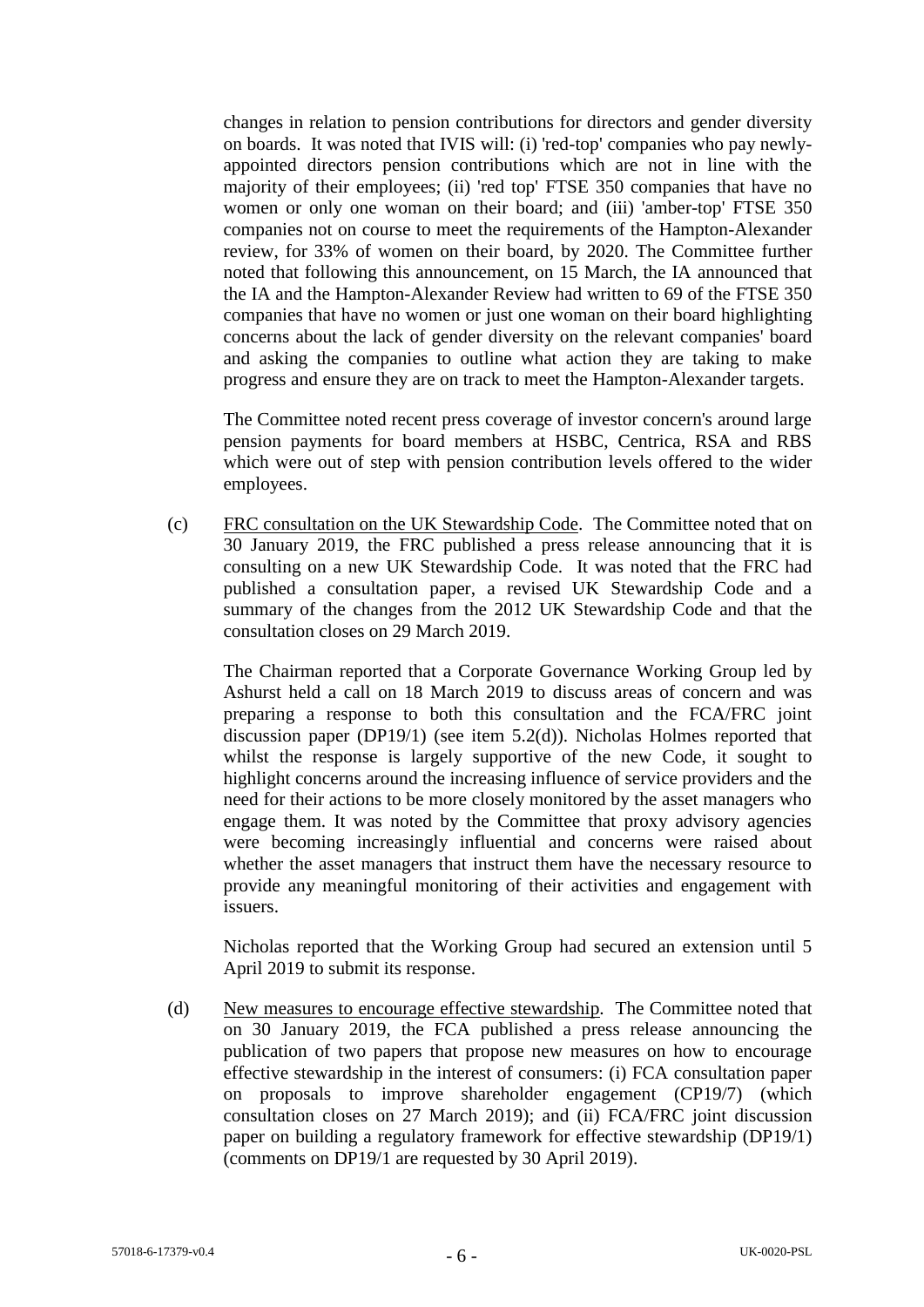changes in relation to pension contributions for directors and gender diversity on boards. It was noted that IVIS will: (i) 'red-top' companies who pay newly-appointed directors pension contributions which are not in line with the majority of their employees; (ii) 'red top' FTSE 350 companies that have no women or only one woman on their board; and (iii) 'amber-top' FTSE 350 companies not on course to meet the requirements of the Hampton-Alexander review, for 33% of women on their board, by 2020. The Committee further noted that following this announcement, on 15 March, the IA announced that the IA and the Hampton-Alexander Review had written to 69 of the FTSE 350 companies that have no women or just one woman on their board highlighting concerns about the lack of gender diversity on the relevant companies' board and asking the companies to outline what action they are taking to make progress and ensure they are on track to meet the Hampton-Alexander targets.

The Committee noted recent press coverage of investor concern's around large pension payments for board members at HSBC, Centrica, RSA and RBS which were out of step with pension contribution levels offered to the wider employees.

(c) FRC consultation on the UK Stewardship Code. The Committee noted that on 30 January 2019, the FRC published a press release announcing that it is consulting on a new UK Stewardship Code. It was noted that the FRC had published a consultation paper, a revised UK Stewardship Code and a summary of the changes from the 2012 UK Stewardship Code and that the consultation closes on 29 March 2019.

The Chairman reported that a Corporate Governance Working Group led by Ashurst held a call on 18 March 2019 to discuss areas of concern and was preparing a response to both this consultation and the FCA/FRC joint discussion paper (DP19/1) (see item 5.2(d)). Nicholas Holmes reported that whilst the response is largely supportive of the new Code, it sought to highlight concerns around the increasing influence of service providers and the need for their actions to be more closely monitored by the asset managers who engage them. It was noted by the Committee that proxy advisory agencies were becoming increasingly influential and concerns were raised about whether the asset managers that instruct them have the necessary resource to provide any meaningful monitoring of their activities and engagement with issuers.

Nicholas reported that the Working Group had secured an extension until 5 April 2019 to submit its response.

(d) New measures to encourage effective stewardship. The Committee noted that on 30 January 2019, the FCA published a press release announcing the publication of two papers that propose new measures on how to encourage effective stewardship in the interest of consumers: (i) FCA consultation paper on proposals to improve shareholder engagement (CP19/7) (which consultation closes on 27 March 2019); and (ii) FCA/FRC joint discussion paper on building a regulatory framework for effective stewardship (DP19/1) (comments on DP19/1 are requested by 30 April 2019).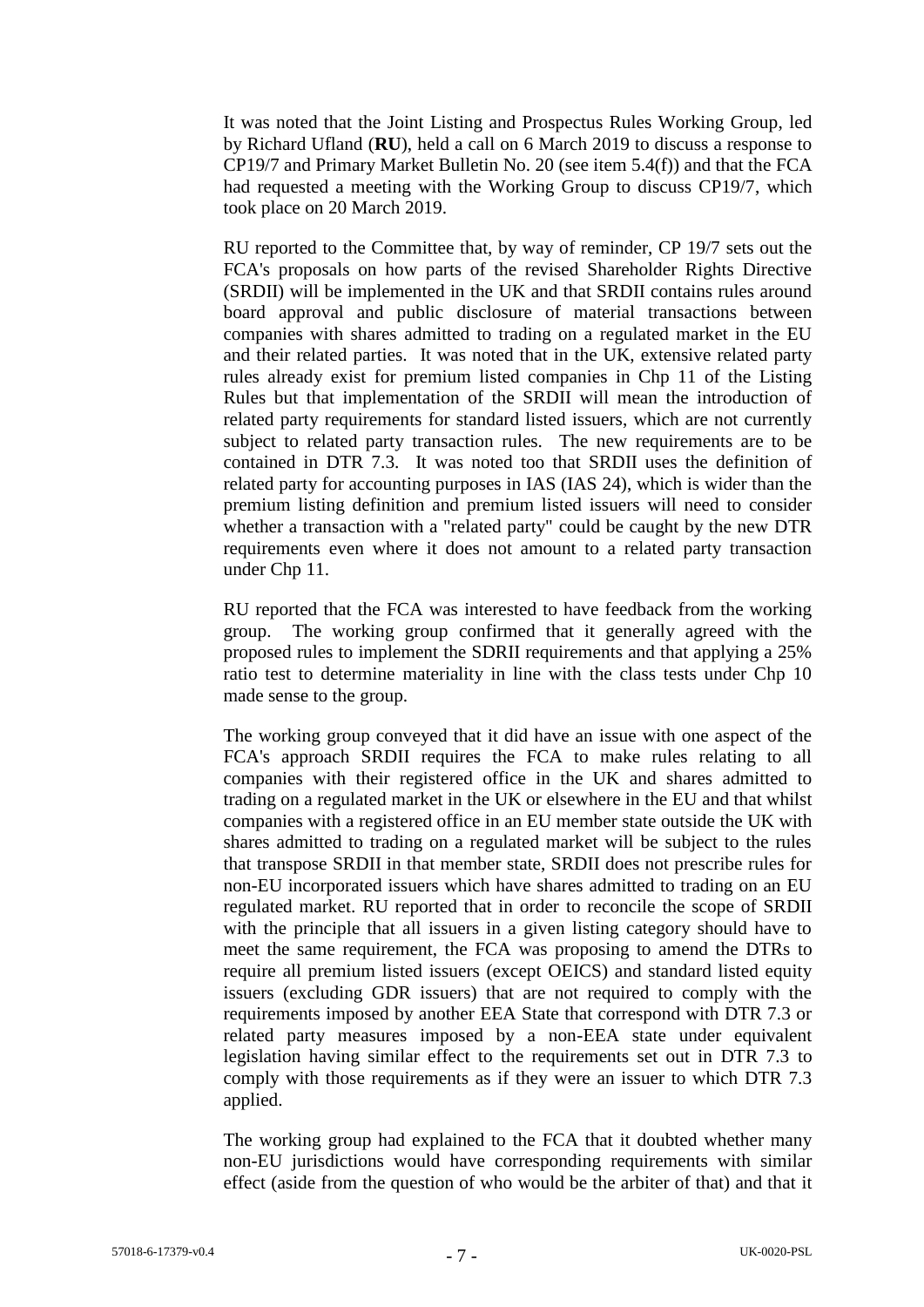It was noted that the Joint Listing and Prospectus Rules Working Group, led by Richard Ufland (**RU**), held a call on 6 March 2019 to discuss a response to CP19/7 and Primary Market Bulletin No. 20 (see item 5.4(f)) and that the FCA had requested a meeting with the Working Group to discuss CP19/7, which took place on 20 March 2019.

RU reported to the Committee that, by way of reminder, CP 19/7 sets out the FCA's proposals on how parts of the revised Shareholder Rights Directive (SRDII) will be implemented in the UK and that SRDII contains rules around board approval and public disclosure of material transactions between companies with shares admitted to trading on a regulated market in the EU and their related parties. It was noted that in the UK, extensive related party rules already exist for premium listed companies in Chp 11 of the Listing Rules but that implementation of the SRDII will mean the introduction of related party requirements for standard listed issuers, which are not currently subject to related party transaction rules. The new requirements are to be contained in DTR 7.3. It was noted too that SRDII uses the definition of related party for accounting purposes in IAS (IAS 24), which is wider than the premium listing definition and premium listed issuers will need to consider whether a transaction with a "related party" could be caught by the new DTR requirements even where it does not amount to a related party transaction under Chp 11.

RU reported that the FCA was interested to have feedback from the working group. The working group confirmed that it generally agreed with the proposed rules to implement the SDRII requirements and that applying a 25% ratio test to determine materiality in line with the class tests under Chp 10 made sense to the group.

The working group conveyed that it did have an issue with one aspect of the FCA's approach SRDII requires the FCA to make rules relating to all companies with their registered office in the UK and shares admitted to trading on a regulated market in the UK or elsewhere in the EU and that whilst companies with a registered office in an EU member state outside the UK with shares admitted to trading on a regulated market will be subject to the rules that transpose SRDII in that member state, SRDII does not prescribe rules for non-EU incorporated issuers which have shares admitted to trading on an EU regulated market. RU reported that in order to reconcile the scope of SRDII with the principle that all issuers in a given listing category should have to meet the same requirement, the FCA was proposing to amend the DTRs to require all premium listed issuers (except OEICS) and standard listed equity issuers (excluding GDR issuers) that are not required to comply with the requirements imposed by another EEA State that correspond with DTR 7.3 or related party measures imposed by a non-EEA state under equivalent legislation having similar effect to the requirements set out in DTR 7.3 to comply with those requirements as if they were an issuer to which DTR 7.3 applied.

The working group had explained to the FCA that it doubted whether many non-EU jurisdictions would have corresponding requirements with similar effect (aside from the question of who would be the arbiter of that) and that it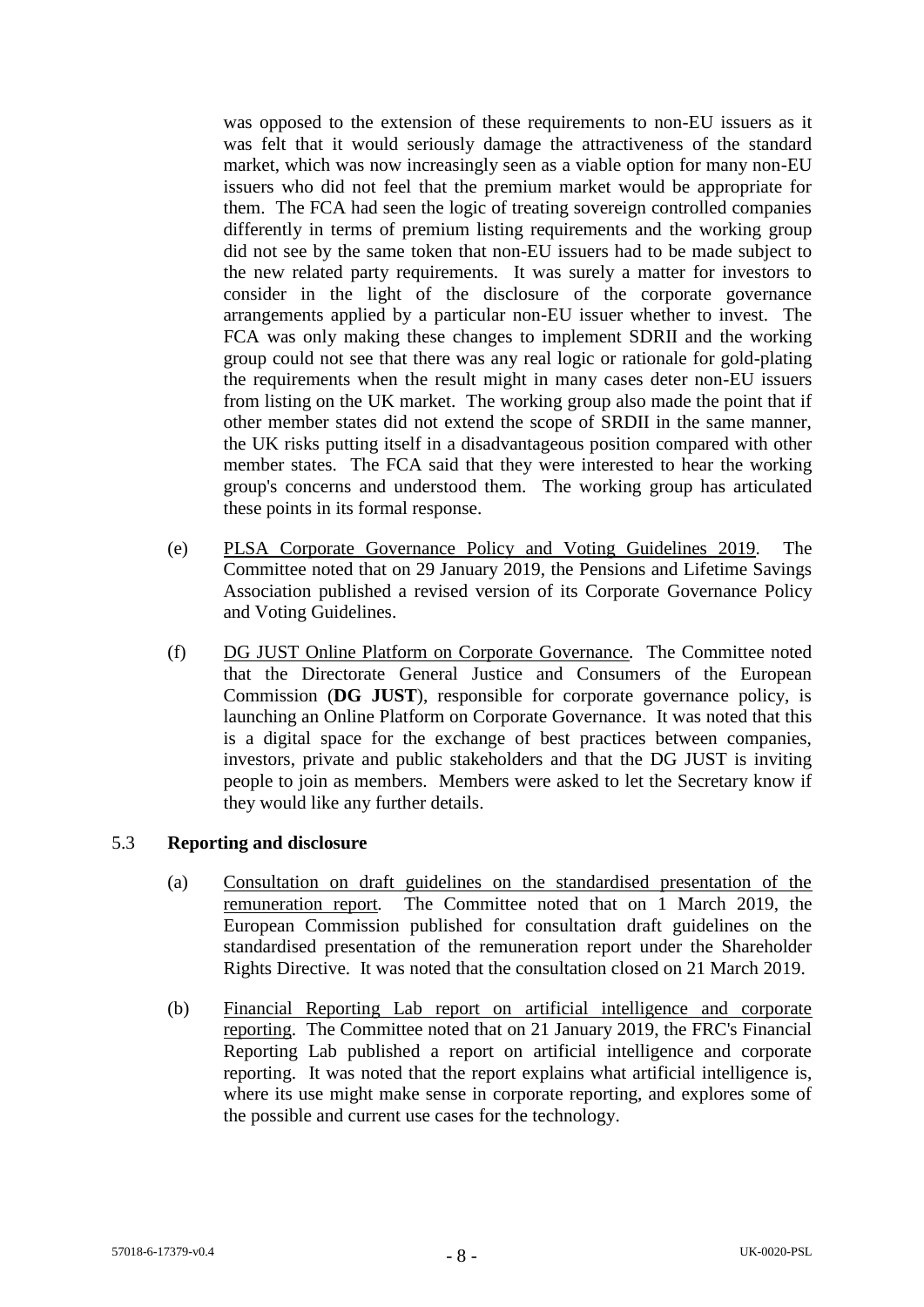was opposed to the extension of these requirements to non-EU issuers as it was felt that it would seriously damage the attractiveness of the standard market, which was now increasingly seen as a viable option for many non-EU issuers who did not feel that the premium market would be appropriate for them. The FCA had seen the logic of treating sovereign controlled companies differently in terms of premium listing requirements and the working group did not see by the same token that non-EU issuers had to be made subject to the new related party requirements. It was surely a matter for investors to consider in the light of the disclosure of the corporate governance arrangements applied by a particular non-EU issuer whether to invest. The FCA was only making these changes to implement SDRII and the working group could not see that there was any real logic or rationale for gold-plating the requirements when the result might in many cases deter non-EU issuers from listing on the UK market. The working group also made the point that if other member states did not extend the scope of SRDII in the same manner, the UK risks putting itself in a disadvantageous position compared with other member states. The FCA said that they were interested to hear the working group's concerns and understood them. The working group has articulated these points in its formal response.

(e) PLSA Corporate Governance Policy and Voting Guidelines 2019. The Committee noted that on 29 January 2019, the Pensions and Lifetime Savings Association published a revised version of its Corporate Governance Policy and Voting Guidelines.

(f) DG JUST Online Platform on Corporate Governance. The Committee noted that the Directorate General Justice and Consumers of the European Commission (**DG JUST**), responsible for corporate governance policy, is launching an Online Platform on Corporate Governance. It was noted that this is a digital space for the exchange of best practices between companies, investors, private and public stakeholders and that the DG JUST is inviting people to join as members. Members were asked to let the Secretary know if they would like any further details.

5.3 **Reporting and disclosure**

(a) Consultation on draft guidelines on the standardised presentation of the remuneration report. The Committee noted that on 1 March 2019, the European Commission published for consultation draft guidelines on the standardised presentation of the remuneration report under the Shareholder Rights Directive. It was noted that the consultation closed on 21 March 2019.

(b) Financial Reporting Lab report on artificial intelligence and corporate reporting. The Committee noted that on 21 January 2019, the FRC's Financial Reporting Lab published a report on artificial intelligence and corporate reporting. It was noted that the report explains what artificial intelligence is, where its use might make sense in corporate reporting, and explores some of the possible and current use cases for the technology.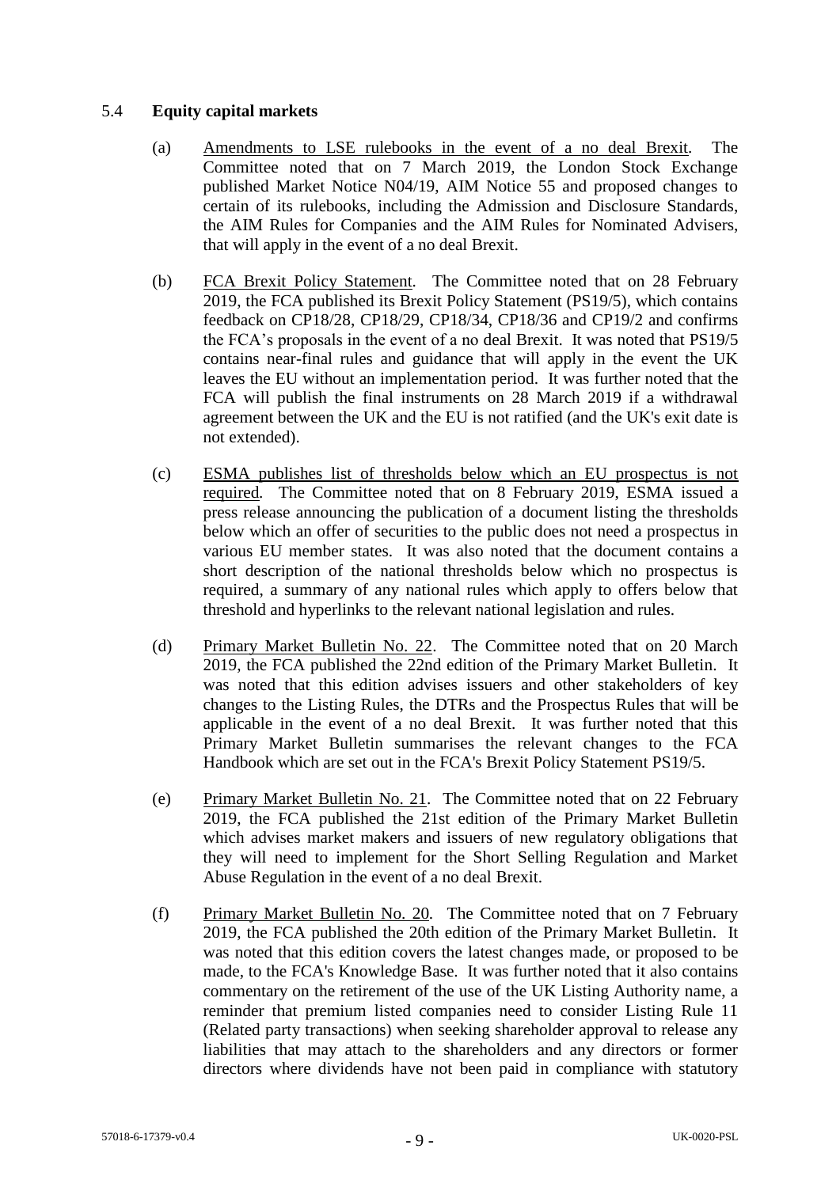## 5.4 **Equity capital markets**

(a) Amendments to LSE rulebooks in the event of a no deal Brexit. The Committee noted that on 7 March 2019, the London Stock Exchange published Market Notice N04/19, AIM Notice 55 and proposed changes to certain of its rulebooks, including the Admission and Disclosure Standards, the AIM Rules for Companies and the AIM Rules for Nominated Advisers, that will apply in the event of a no deal Brexit.

(b) FCA Brexit Policy Statement. The Committee noted that on 28 February 2019, the FCA published its Brexit Policy Statement (PS19/5), which contains feedback on CP18/28, CP18/29, CP18/34, CP18/36 and CP19/2 and confirms the FCA's proposals in the event of a no deal Brexit. It was noted that PS19/5 contains near-final rules and guidance that will apply in the event the UK leaves the EU without an implementation period. It was further noted that the FCA will publish the final instruments on 28 March 2019 if a withdrawal agreement between the UK and the EU is not ratified (and the UK's exit date is not extended).

(c) ESMA publishes list of thresholds below which an EU prospectus is not required. The Committee noted that on 8 February 2019, ESMA issued a press release announcing the publication of a document listing the thresholds below which an offer of securities to the public does not need a prospectus in various EU member states. It was also noted that the document contains a short description of the national thresholds below which no prospectus is required, a summary of any national rules which apply to offers below that threshold and hyperlinks to the relevant national legislation and rules.

(d) Primary Market Bulletin No. 22. The Committee noted that on 20 March 2019, the FCA published the 22nd edition of the Primary Market Bulletin. It was noted that this edition advises issuers and other stakeholders of key changes to the Listing Rules, the DTRs and the Prospectus Rules that will be applicable in the event of a no deal Brexit. It was further noted that this Primary Market Bulletin summarises the relevant changes to the FCA Handbook which are set out in the FCA's Brexit Policy Statement PS19/5.

(e) Primary Market Bulletin No. 21. The Committee noted that on 22 February 2019, the FCA published the 21st edition of the Primary Market Bulletin which advises market makers and issuers of new regulatory obligations that they will need to implement for the Short Selling Regulation and Market Abuse Regulation in the event of a no deal Brexit.

(f) Primary Market Bulletin No. 20. The Committee noted that on 7 February 2019, the FCA published the 20th edition of the Primary Market Bulletin. It was noted that this edition covers the latest changes made, or proposed to be made, to the FCA's Knowledge Base. It was further noted that it also contains commentary on the retirement of the use of the UK Listing Authority name, a reminder that premium listed companies need to consider Listing Rule 11 (Related party transactions) when seeking shareholder approval to release any liabilities that may attach to the shareholders and any directors or former directors where dividends have not been paid in compliance with statutory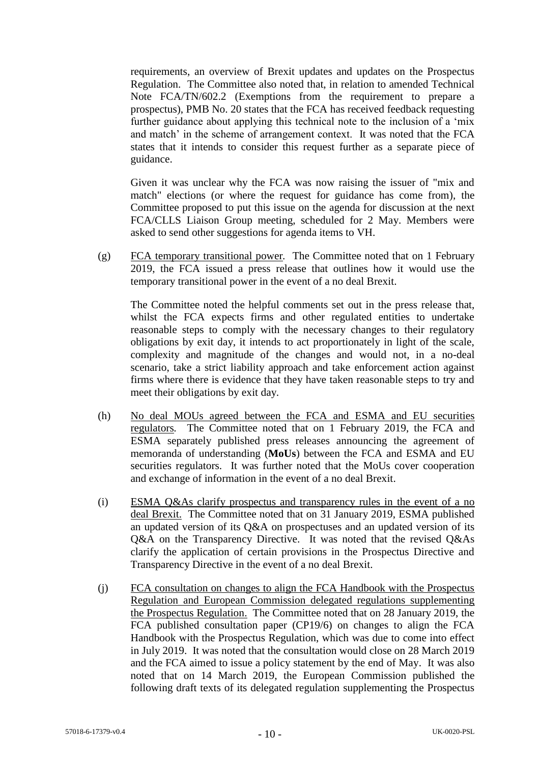requirements, an overview of Brexit updates and updates on the Prospectus Regulation. The Committee also noted that, in relation to amended Technical Note FCA/TN/602.2 (Exemptions from the requirement to prepare a prospectus), PMB No. 20 states that the FCA has received feedback requesting further guidance about applying this technical note to the inclusion of a 'mix and match' in the scheme of arrangement context. It was noted that the FCA states that it intends to consider this request further as a separate piece of guidance.

Given it was unclear why the FCA was now raising the issuer of "mix and match" elections (or where the request for guidance has come from), the Committee proposed to put this issue on the agenda for discussion at the next FCA/CLLS Liaison Group meeting, scheduled for 2 May. Members were asked to send other suggestions for agenda items to VH.

(g) FCA temporary transitional power. The Committee noted that on 1 February 2019, the FCA issued a press release that outlines how it would use the temporary transitional power in the event of a no deal Brexit.

The Committee noted the helpful comments set out in the press release that, whilst the FCA expects firms and other regulated entities to undertake reasonable steps to comply with the necessary changes to their regulatory obligations by exit day, it intends to act proportionately in light of the scale, complexity and magnitude of the changes and would not, in a no-deal scenario, take a strict liability approach and take enforcement action against firms where there is evidence that they have taken reasonable steps to try and meet their obligations by exit day.

(h) No deal MOUs agreed between the FCA and ESMA and EU securities regulators. The Committee noted that on 1 February 2019, the FCA and ESMA separately published press releases announcing the agreement of memoranda of understanding (**MoUs**) between the FCA and ESMA and EU securities regulators. It was further noted that the MoUs cover cooperation and exchange of information in the event of a no deal Brexit.

(i) ESMA Q&As clarify prospectus and transparency rules in the event of a no deal Brexit. The Committee noted that on 31 January 2019, ESMA published an updated version of its Q&A on prospectuses and an updated version of its Q&A on the Transparency Directive. It was noted that the revised Q&As clarify the application of certain provisions in the Prospectus Directive and Transparency Directive in the event of a no deal Brexit.

(j) FCA consultation on changes to align the FCA Handbook with the Prospectus Regulation and European Commission delegated regulations supplementing the Prospectus Regulation. The Committee noted that on 28 January 2019, the FCA published consultation paper (CP19/6) on changes to align the FCA Handbook with the Prospectus Regulation, which was due to come into effect in July 2019. It was noted that the consultation would close on 28 March 2019 and the FCA aimed to issue a policy statement by the end of May. It was also noted that on 14 March 2019, the European Commission published the following draft texts of its delegated regulation supplementing the Prospectus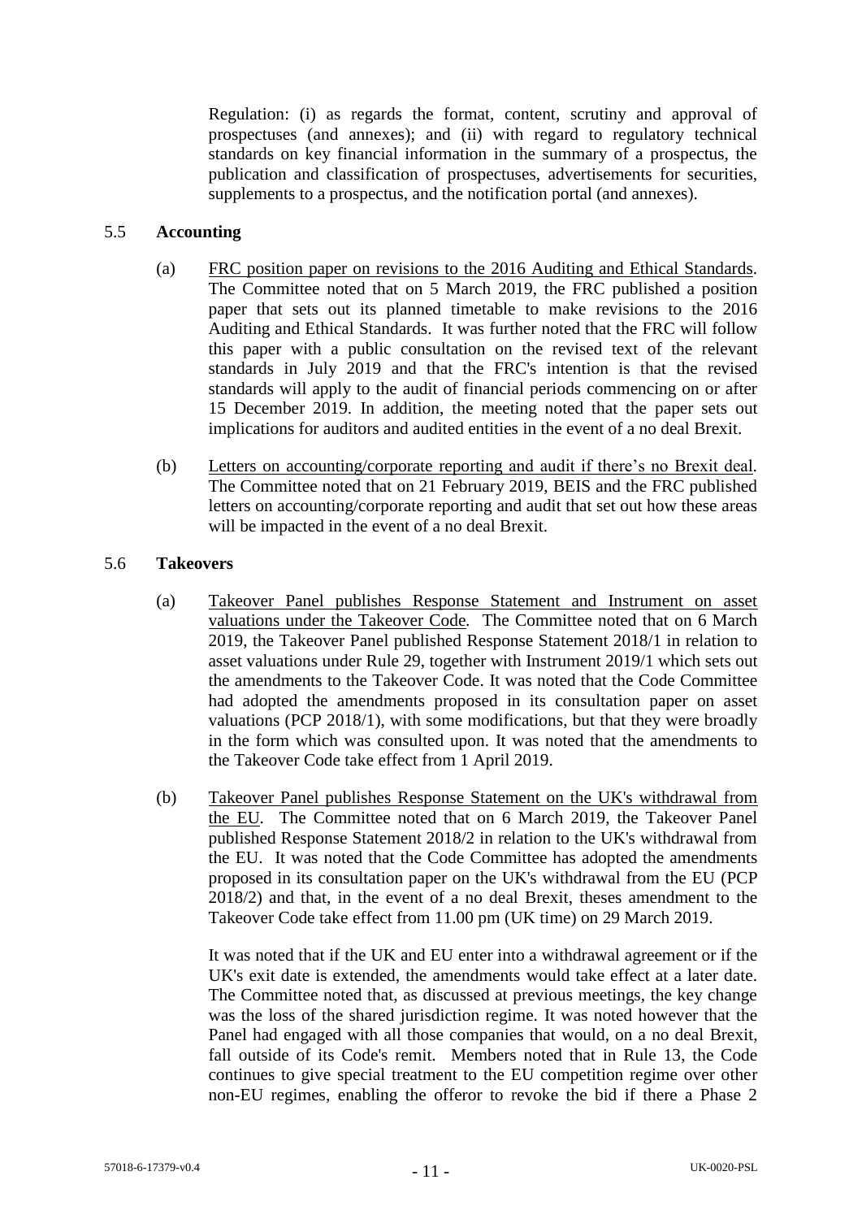Regulation: (i) as regards the format, content, scrutiny and approval of prospectuses (and annexes); and (ii) with regard to regulatory technical standards on key financial information in the summary of a prospectus, the publication and classification of prospectuses, advertisements for securities, supplements to a prospectus, and the notification portal (and annexes).

5.5 **Accounting**

(a) FRC position paper on revisions to the 2016 Auditing and Ethical Standards. The Committee noted that on 5 March 2019, the FRC published a position paper that sets out its planned timetable to make revisions to the 2016 Auditing and Ethical Standards. It was further noted that the FRC will follow this paper with a public consultation on the revised text of the relevant standards in July 2019 and that the FRC's intention is that the revised standards will apply to the audit of financial periods commencing on or after 15 December 2019. In addition, the meeting noted that the paper sets out implications for auditors and audited entities in the event of a no deal Brexit.

(b) Letters on accounting/corporate reporting and audit if there's no Brexit deal. The Committee noted that on 21 February 2019, BEIS and the FRC published letters on accounting/corporate reporting and audit that set out how these areas will be impacted in the event of a no deal Brexit.

5.6 **Takeovers**

(a) Takeover Panel publishes Response Statement and Instrument on asset valuations under the Takeover Code. The Committee noted that on 6 March 2019, the Takeover Panel published Response Statement 2018/1 in relation to asset valuations under Rule 29, together with Instrument 2019/1 which sets out the amendments to the Takeover Code. It was noted that the Code Committee had adopted the amendments proposed in its consultation paper on asset valuations (PCP 2018/1), with some modifications, but that they were broadly in the form which was consulted upon. It was noted that the amendments to the Takeover Code take effect from 1 April 2019.

(b) Takeover Panel publishes Response Statement on the UK's withdrawal from the EU. The Committee noted that on 6 March 2019, the Takeover Panel published Response Statement 2018/2 in relation to the UK's withdrawal from the EU. It was noted that the Code Committee has adopted the amendments proposed in its consultation paper on the UK's withdrawal from the EU (PCP 2018/2) and that, in the event of a no deal Brexit, theses amendment to the Takeover Code take effect from 11.00 pm (UK time) on 29 March 2019.

It was noted that if the UK and EU enter into a withdrawal agreement or if the UK's exit date is extended, the amendments would take effect at a later date. The Committee noted that, as discussed at previous meetings, the key change was the loss of the shared jurisdiction regime. It was noted however that the Panel had engaged with all those companies that would, on a no deal Brexit, fall outside of its Code's remit. Members noted that in Rule 13, the Code continues to give special treatment to the EU competition regime over other non-EU regimes, enabling the offeror to revoke the bid if there a Phase 2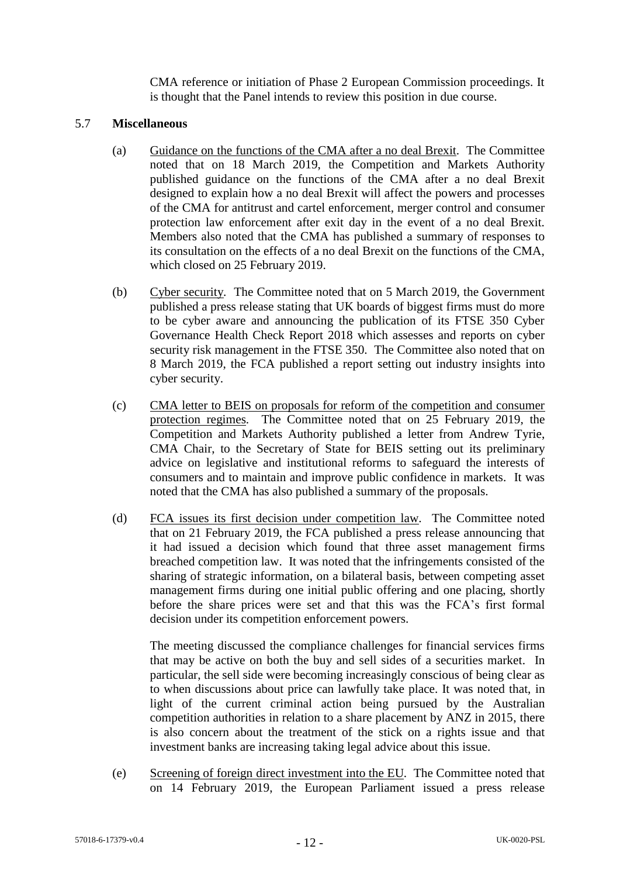CMA reference or initiation of Phase 2 European Commission proceedings. It is thought that the Panel intends to review this position in due course.

5.7 **Miscellaneous**

(a) Guidance on the functions of the CMA after a no deal Brexit. The Committee noted that on 18 March 2019, the Competition and Markets Authority published guidance on the functions of the CMA after a no deal Brexit designed to explain how a no deal Brexit will affect the powers and processes of the CMA for antitrust and cartel enforcement, merger control and consumer protection law enforcement after exit day in the event of a no deal Brexit. Members also noted that the CMA has published a summary of responses to its consultation on the effects of a no deal Brexit on the functions of the CMA, which closed on 25 February 2019.

(b) Cyber security. The Committee noted that on 5 March 2019, the Government published a press release stating that UK boards of biggest firms must do more to be cyber aware and announcing the publication of its FTSE 350 Cyber Governance Health Check Report 2018 which assesses and reports on cyber security risk management in the FTSE 350. The Committee also noted that on 8 March 2019, the FCA published a report setting out industry insights into cyber security.

(c) CMA letter to BEIS on proposals for reform of the competition and consumer protection regimes. The Committee noted that on 25 February 2019, the Competition and Markets Authority published a letter from Andrew Tyrie, CMA Chair, to the Secretary of State for BEIS setting out its preliminary advice on legislative and institutional reforms to safeguard the interests of consumers and to maintain and improve public confidence in markets. It was noted that the CMA has also published a summary of the proposals.

(d) FCA issues its first decision under competition law. The Committee noted that on 21 February 2019, the FCA published a press release announcing that it had issued a decision which found that three asset management firms breached competition law. It was noted that the infringements consisted of the sharing of strategic information, on a bilateral basis, between competing asset management firms during one initial public offering and one placing, shortly before the share prices were set and that this was the FCA's first formal decision under its competition enforcement powers.

The meeting discussed the compliance challenges for financial services firms that may be active on both the buy and sell sides of a securities market. In particular, the sell side were becoming increasingly conscious of being clear as to when discussions about price can lawfully take place. It was noted that, in light of the current criminal action being pursued by the Australian competition authorities in relation to a share placement by ANZ in 2015, there is also concern about the treatment of the stick on a rights issue and that investment banks are increasing taking legal advice about this issue.

(e) Screening of foreign direct investment into the EU. The Committee noted that on 14 February 2019, the European Parliament issued a press release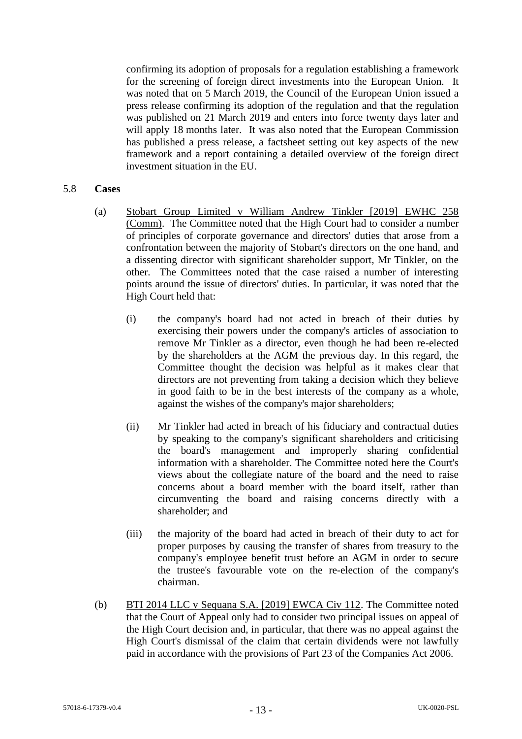confirming its adoption of proposals for a regulation establishing a framework for the screening of foreign direct investments into the European Union. It was noted that on 5 March 2019, the Council of the European Union issued a press release confirming its adoption of the regulation and that the regulation was published on 21 March 2019 and enters into force twenty days later and will apply 18 months later. It was also noted that the European Commission has published a press release, a factsheet setting out key aspects of the new framework and a report containing a detailed overview of the foreign direct investment situation in the EU.

5.8 **Cases**

(a) Stobart Group Limited v William Andrew Tinkler [2019] EWHC 258 (Comm). The Committee noted that the High Court had to consider a number of principles of corporate governance and directors' duties that arose from a confrontation between the majority of Stobart's directors on the one hand, and a dissenting director with significant shareholder support, Mr Tinkler, on the other. The Committees noted that the case raised a number of interesting points around the issue of directors' duties. In particular, it was noted that the High Court held that:

(i) the company's board had not acted in breach of their duties by exercising their powers under the company's articles of association to remove Mr Tinkler as a director, even though he had been re-elected by the shareholders at the AGM the previous day. In this regard, the Committee thought the decision was helpful as it makes clear that directors are not preventing from taking a decision which they believe in good faith to be in the best interests of the company as a whole, against the wishes of the company's major shareholders;

(ii) Mr Tinkler had acted in breach of his fiduciary and contractual duties by speaking to the company's significant shareholders and criticising the board's management and improperly sharing confidential information with a shareholder. The Committee noted here the Court's views about the collegiate nature of the board and the need to raise concerns about a board member with the board itself, rather than circumventing the board and raising concerns directly with a shareholder; and

(iii) the majority of the board had acted in breach of their duty to act for proper purposes by causing the transfer of shares from treasury to the company's employee benefit trust before an AGM in order to secure the trustee's favourable vote on the re-election of the company's chairman.

(b) BTI 2014 LLC v Sequana S.A. [2019] EWCA Civ 112. The Committee noted that the Court of Appeal only had to consider two principal issues on appeal of the High Court decision and, in particular, that there was no appeal against the High Court's dismissal of the claim that certain dividends were not lawfully paid in accordance with the provisions of Part 23 of the Companies Act 2006.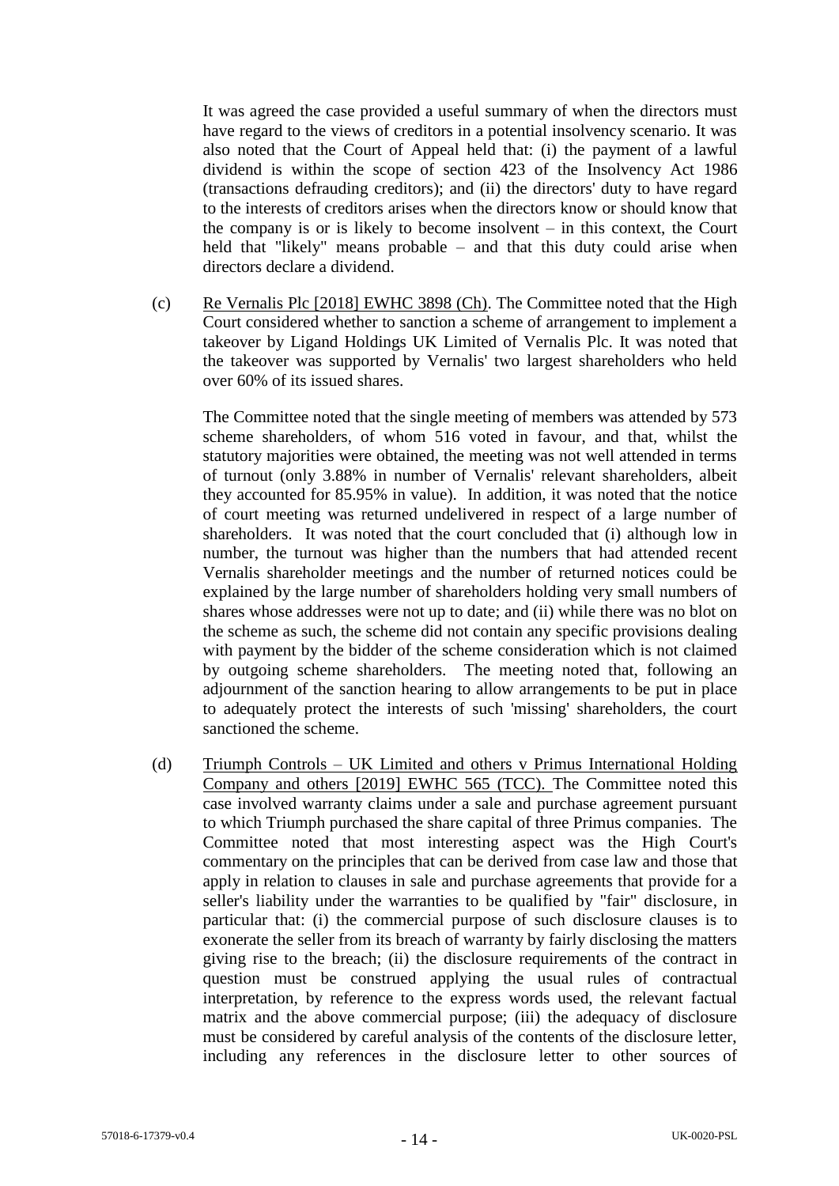It was agreed the case provided a useful summary of when the directors must have regard to the views of creditors in a potential insolvency scenario. It was also noted that the Court of Appeal held that: (i) the payment of a lawful dividend is within the scope of section 423 of the Insolvency Act 1986 (transactions defrauding creditors); and (ii) the directors' duty to have regard to the interests of creditors arises when the directors know or should know that the company is or is likely to become insolvent – in this context, the Court held that "likely" means probable – and that this duty could arise when directors declare a dividend.

(c) Re Vernalis Plc [2018] EWHC 3898 (Ch). The Committee noted that the High Court considered whether to sanction a scheme of arrangement to implement a takeover by Ligand Holdings UK Limited of Vernalis Plc. It was noted that the takeover was supported by Vernalis' two largest shareholders who held over 60% of its issued shares.

The Committee noted that the single meeting of members was attended by 573 scheme shareholders, of whom 516 voted in favour, and that, whilst the statutory majorities were obtained, the meeting was not well attended in terms of turnout (only 3.88% in number of Vernalis' relevant shareholders, albeit they accounted for 85.95% in value). In addition, it was noted that the notice of court meeting was returned undelivered in respect of a large number of shareholders. It was noted that the court concluded that (i) although low in number, the turnout was higher than the numbers that had attended recent Vernalis shareholder meetings and the number of returned notices could be explained by the large number of shareholders holding very small numbers of shares whose addresses were not up to date; and (ii) while there was no blot on the scheme as such, the scheme did not contain any specific provisions dealing with payment by the bidder of the scheme consideration which is not claimed by outgoing scheme shareholders. The meeting noted that, following an adjournment of the sanction hearing to allow arrangements to be put in place to adequately protect the interests of such 'missing' shareholders, the court sanctioned the scheme.

(d) Triumph Controls – UK Limited and others v Primus International Holding Company and others [2019] EWHC 565 (TCC). The Committee noted this case involved warranty claims under a sale and purchase agreement pursuant to which Triumph purchased the share capital of three Primus companies. The Committee noted that most interesting aspect was the High Court's commentary on the principles that can be derived from case law and those that apply in relation to clauses in sale and purchase agreements that provide for a seller's liability under the warranties to be qualified by "fair" disclosure, in particular that: (i) the commercial purpose of such disclosure clauses is to exonerate the seller from its breach of warranty by fairly disclosing the matters giving rise to the breach; (ii) the disclosure requirements of the contract in question must be construed applying the usual rules of contractual interpretation, by reference to the express words used, the relevant factual matrix and the above commercial purpose; (iii) the adequacy of disclosure must be considered by careful analysis of the contents of the disclosure letter, including any references in the disclosure letter to other sources of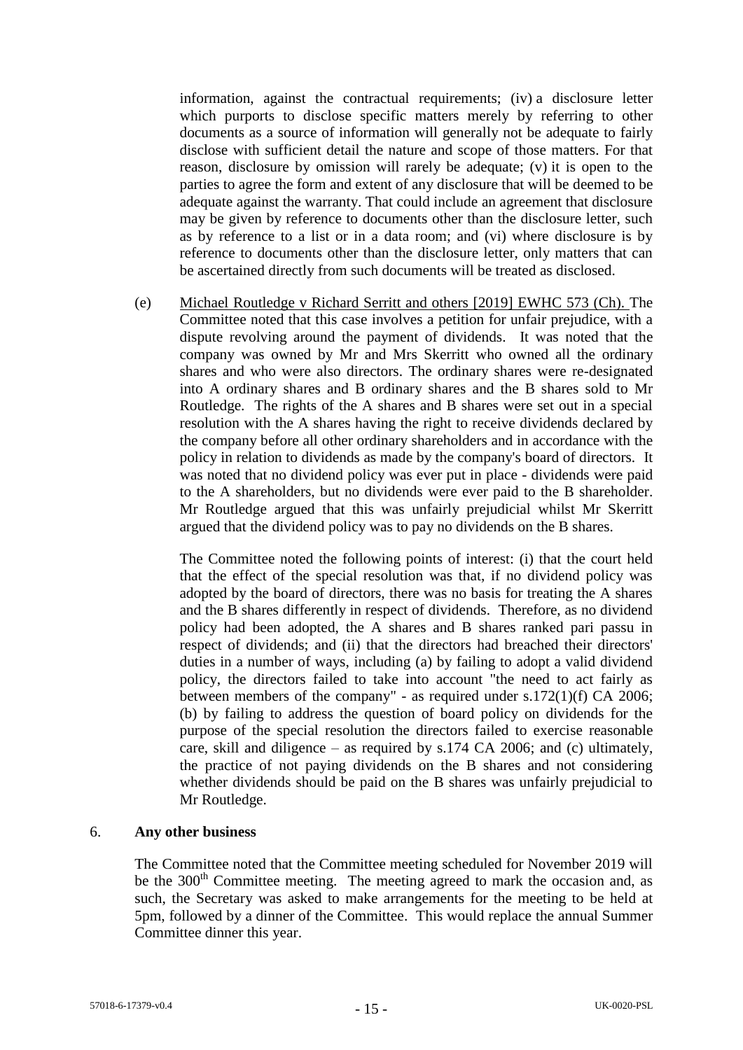information, against the contractual requirements; (iv) a disclosure letter which purports to disclose specific matters merely by referring to other documents as a source of information will generally not be adequate to fairly disclose with sufficient detail the nature and scope of those matters. For that reason, disclosure by omission will rarely be adequate; (v) it is open to the parties to agree the form and extent of any disclosure that will be deemed to be adequate against the warranty. That could include an agreement that disclosure may be given by reference to documents other than the disclosure letter, such as by reference to a list or in a data room; and (vi) where disclosure is by reference to documents other than the disclosure letter, only matters that can be ascertained directly from such documents will be treated as disclosed.

(e) Michael Routledge v Richard Serritt and others [2019] EWHC 573 (Ch). The Committee noted that this case involves a petition for unfair prejudice, with a dispute revolving around the payment of dividends. It was noted that the company was owned by Mr and Mrs Skerritt who owned all the ordinary shares and who were also directors. The ordinary shares were re-designated into A ordinary shares and B ordinary shares and the B shares sold to Mr Routledge. The rights of the A shares and B shares were set out in a special resolution with the A shares having the right to receive dividends declared by the company before all other ordinary shareholders and in accordance with the policy in relation to dividends as made by the company's board of directors. It was noted that no dividend policy was ever put in place - dividends were paid to the A shareholders, but no dividends were ever paid to the B shareholder. Mr Routledge argued that this was unfairly prejudicial whilst Mr Skerritt argued that the dividend policy was to pay no dividends on the B shares.

The Committee noted the following points of interest: (i) that the court held that the effect of the special resolution was that, if no dividend policy was adopted by the board of directors, there was no basis for treating the A shares and the B shares differently in respect of dividends. Therefore, as no dividend policy had been adopted, the A shares and B shares ranked pari passu in respect of dividends; and (ii) that the directors had breached their directors' duties in a number of ways, including (a) by failing to adopt a valid dividend policy, the directors failed to take into account "the need to act fairly as between members of the company" - as required under s.172(1)(f) CA 2006; (b) by failing to address the question of board policy on dividends for the purpose of the special resolution the directors failed to exercise reasonable care, skill and diligence – as required by s.174 CA 2006; and (c) ultimately, the practice of not paying dividends on the B shares and not considering whether dividends should be paid on the B shares was unfairly prejudicial to Mr Routledge.

## 6. **Any other business**

The Committee noted that the Committee meeting scheduled for November 2019 will be the 300th Committee meeting. The meeting agreed to mark the occasion and, as such, the Secretary was asked to make arrangements for the meeting to be held at 5pm, followed by a dinner of the Committee. This would replace the annual Summer Committee dinner this year.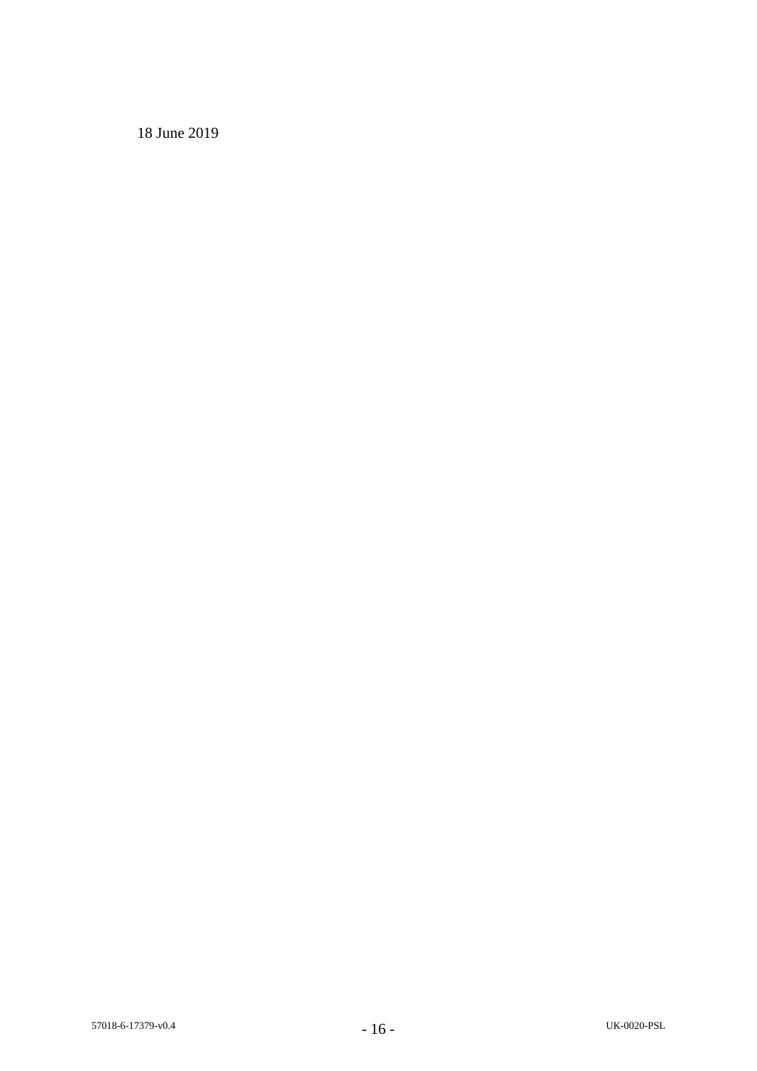18 June 2019